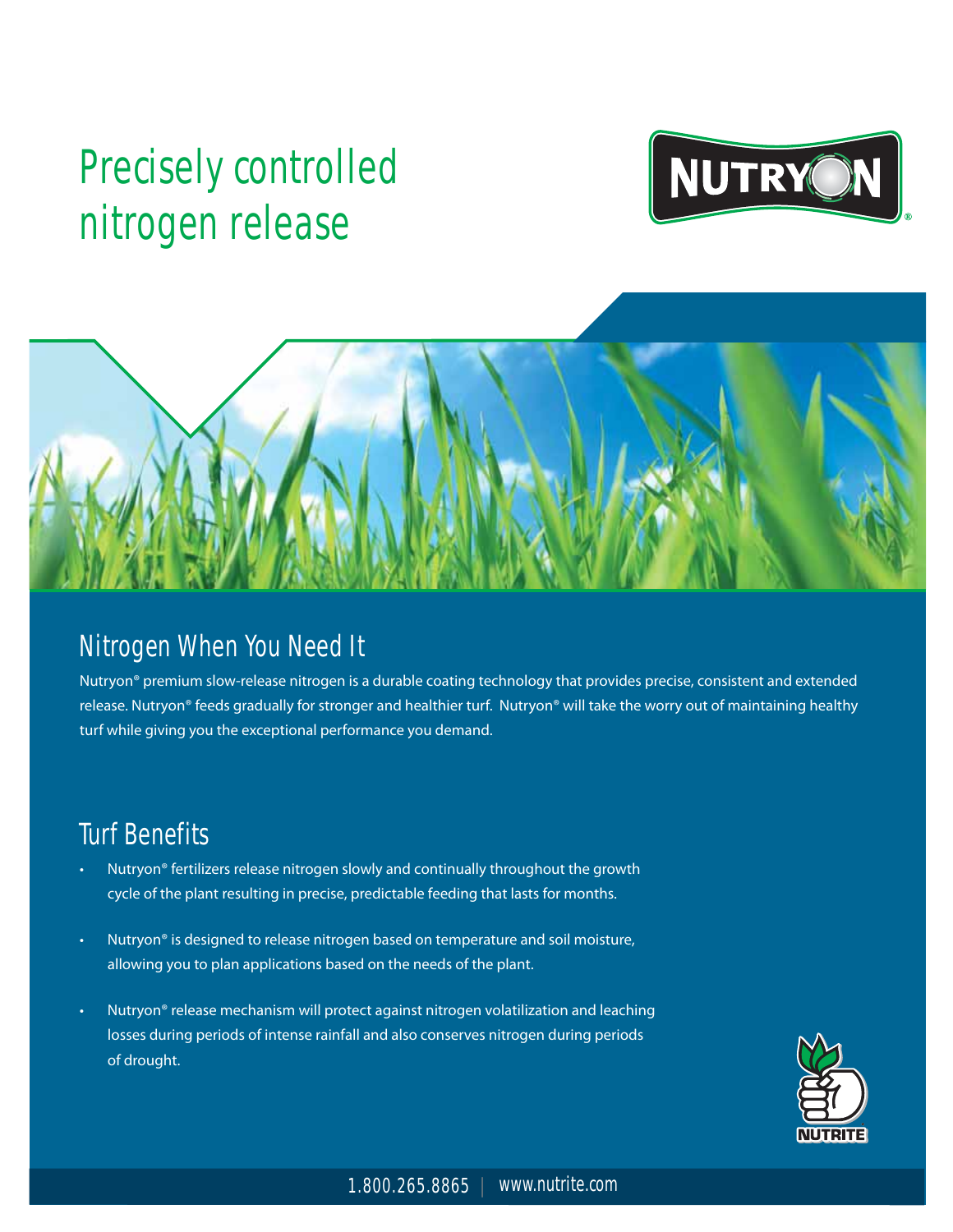# Precisely controlled nitrogen release

NUTRYON®

## Nitrogen When You Need It

Nutryon® premium slow-release nitrogen is a durable coating technology that provides precise, consistent and extended release. Nutryon® feeds gradually for stronger and healthier turf. Nutryon® will take the worry out of maintaining healthy turf while giving you the exceptional performance you demand.

## Turf Benefits

- Nutryon® fertilizers release nitrogen slowly and continually throughout the growth cycle of the plant resulting in precise, predictable feeding that lasts for months.
- Nutryon® is designed to release nitrogen based on temperature and soil moisture, allowing you to plan applications based on the needs of the plant.
- Nutryon® release mechanism will protect against nitrogen volatilization and leaching losses during periods of intense rainfall and also conserves nitrogen during periods of drought.

NUTRITE

1.800.265.8865 | www.nutrite.com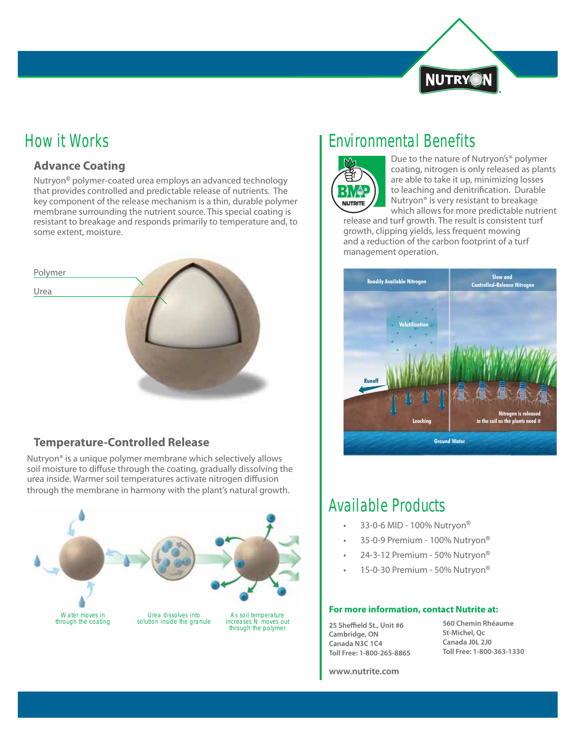# How it Works

### Advance Coating

Nutryon® polymer-coated urea employs an advanced technology that provides controlled and predictable release of nutrients. The key component of the release mechanism is a thin, durable polymer membrane surrounding the nutrient source. This special coating is resistant to breakage and responds primarily to temperature and, to some extent, moisture.

Polymer

Urea

### Temperature-Controlled Release

Nutryon® is a unique polymer membrane which selectively allows soil moisture to diffuse through the coating, gradually dissolving the urea inside. Warmer soil temperatures activate nitrogen diffusion through the membrane in harmony with the plant's natural growth.

Water moves in through the coating

Urea dissolves into solution inside the granule

As soil temperature increases N moves out through the polymer

# Environmental Benefits

Due to the nature of Nutryon's® polymer coating, nitrogen is only released as plants are able to take it up, minimizing losses to leaching and denitrification. Durable Nutryon® is very resistant to breakage which allows for more predictable nutrient release and turf growth. The result is consistent turf growth, clipping yields, less frequent mowing and a reduction of the carbon footprint of a turf management operation.

Readily Available Nitrogen

Slow and Controlled-Release Nitrogen

Volatilization

Runoff

Leaching

Nitrogen is released in the soil as the plants need it

Ground Water

# Available Products

- 33-0-6 MID - 100% Nutryon®
- 35-0-9 Premium - 100% Nutryon®
- 24-3-12 Premium - 50% Nutryon®
- 15-0-30 Premium - 50% Nutryon®

**For more information, contact Nutrite at:**

**25 Sheffield St., Unit #6**
**Cambridge, ON**
**Canada N3C 1C4**
**Toll Free: 1-800-265-8865**

**560 Chemin Rhéaume**
**St-Michel, Qc**
**Canada J0L 2J0**
**Toll Free: 1-800-363-1330**

**www.nutrite.com**